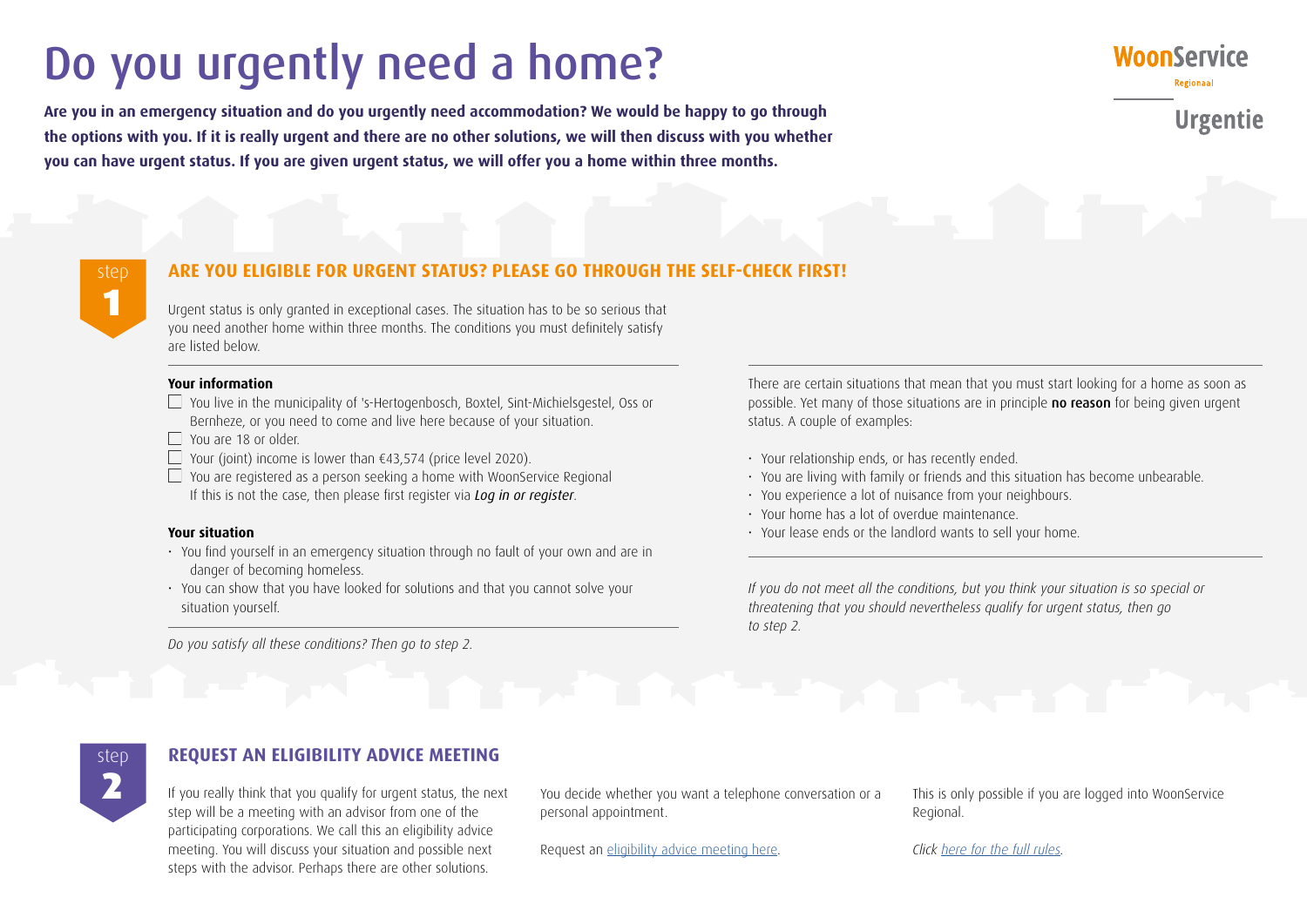# Do you urgently need a home?

WoonService Regionaal

Urgentie

**Are you in an emergency situation and do you urgently need accommodation? We would be happy to go through the options with you. If it is really urgent and there are no other solutions, we will then discuss with you whether you can have urgent status. If you are given urgent status, we will offer you a home within three months.**

## step 1

## ARE YOU ELIGIBLE FOR URGENT STATUS? PLEASE GO THROUGH THE SELF-CHECK FIRST!

Urgent status is only granted in exceptional cases. The situation has to be so serious that you need another home within three months. The conditions you must definitely satisfy are listed below.

**Your information**

- ☐ You live in the municipality of 's-Hertogenbosch, Boxtel, Sint-Michielsgestel, Oss or Bernheze, or you need to come and live here because of your situation.
- ☐ You are 18 or older.
- ☐ Your (joint) income is lower than €43,574 (price level 2020).
- ☐ You are registered as a person seeking a home with WoonService Regional If this is not the case, then please first register via *Log in or register*.

**Your situation**

- You find yourself in an emergency situation through no fault of your own and are in danger of becoming homeless.
- You can show that you have looked for solutions and that you cannot solve your situation yourself.

*Do you satisfy all these conditions? Then go to step 2.*

There are certain situations that mean that you must start looking for a home as soon as possible. Yet many of those situations are in principle **no reason** for being given urgent status. A couple of examples:

- Your relationship ends, or has recently ended.
- You are living with family or friends and this situation has become unbearable.
- You experience a lot of nuisance from your neighbours.
- Your home has a lot of overdue maintenance.
- Your lease ends or the landlord wants to sell your home.

*If you do not meet all the conditions, but you think your situation is so special or threatening that you should nevertheless qualify for urgent status, then go to step 2.*

## step 2

## REQUEST AN ELIGIBILITY ADVICE MEETING

If you really think that you qualify for urgent status, the next step will be a meeting with an advisor from one of the participating corporations. We call this an eligibility advice meeting. You will discuss your situation and possible next steps with the advisor. Perhaps there are other solutions.

You decide whether you want a telephone conversation or a personal appointment.

Request an eligibility advice meeting here.

This is only possible if you are logged into WoonService Regional.

*Click here for the full rules.*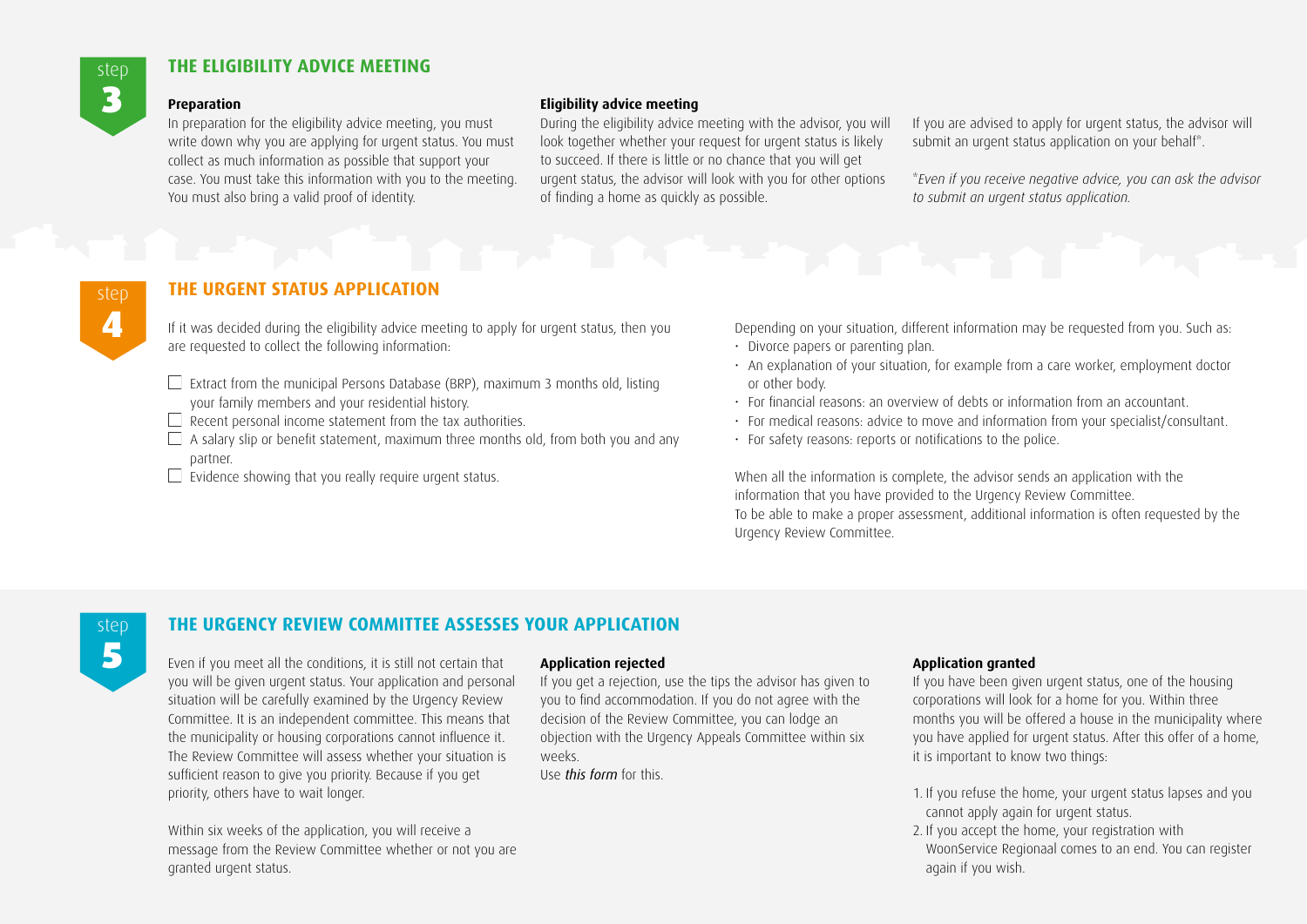## step 3 THE ELIGIBILITY ADVICE MEETING

**Preparation**

In preparation for the eligibility advice meeting, you must write down why you are applying for urgent status. You must collect as much information as possible that support your case. You must take this information with you to the meeting. You must also bring a valid proof of identity.

**Eligibility advice meeting**

During the eligibility advice meeting with the advisor, you will look together whether your request for urgent status is likely to succeed. If there is little or no chance that you will get urgent status, the advisor will look with you for other options of finding a home as quickly as possible.

If you are advised to apply for urgent status, the advisor will submit an urgent status application on your behalf*.

**Even if you receive negative advice, you can ask the advisor to submit an urgent status application.*

## step 4 THE URGENT STATUS APPLICATION

If it was decided during the eligibility advice meeting to apply for urgent status, then you are requested to collect the following information:

- [ ] Extract from the municipal Persons Database (BRP), maximum 3 months old, listing your family members and your residential history.
- [ ] Recent personal income statement from the tax authorities.
- [ ] A salary slip or benefit statement, maximum three months old, from both you and any partner.
- [ ] Evidence showing that you really require urgent status.

Depending on your situation, different information may be requested from you. Such as:

- Divorce papers or parenting plan.
- An explanation of your situation, for example from a care worker, employment doctor or other body.
- For financial reasons: an overview of debts or information from an accountant.
- For medical reasons: advice to move and information from your specialist/consultant.
- For safety reasons: reports or notifications to the police.

When all the information is complete, the advisor sends an application with the information that you have provided to the Urgency Review Committee.
To be able to make a proper assessment, additional information is often requested by the Urgency Review Committee.

## step 5 THE URGENCY REVIEW COMMITTEE ASSESSES YOUR APPLICATION

Even if you meet all the conditions, it is still not certain that you will be given urgent status. Your application and personal situation will be carefully examined by the Urgency Review Committee. It is an independent committee. This means that the municipality or housing corporations cannot influence it. The Review Committee will assess whether your situation is sufficient reason to give you priority. Because if you get priority, others have to wait longer.

Within six weeks of the application, you will receive a message from the Review Committee whether or not you are granted urgent status.

**Application rejected**

If you get a rejection, use the tips the advisor has given to you to find accommodation. If you do not agree with the decision of the Review Committee, you can lodge an objection with the Urgency Appeals Committee within six weeks.
Use *this form* for this.

**Application granted**

If you have been given urgent status, one of the housing corporations will look for a home for you. Within three months you will be offered a house in the municipality where you have applied for urgent status. After this offer of a home, it is important to know two things:

1. If you refuse the home, your urgent status lapses and you cannot apply again for urgent status.
2. If you accept the home, your registration with WoonService Regionaal comes to an end. You can register again if you wish.